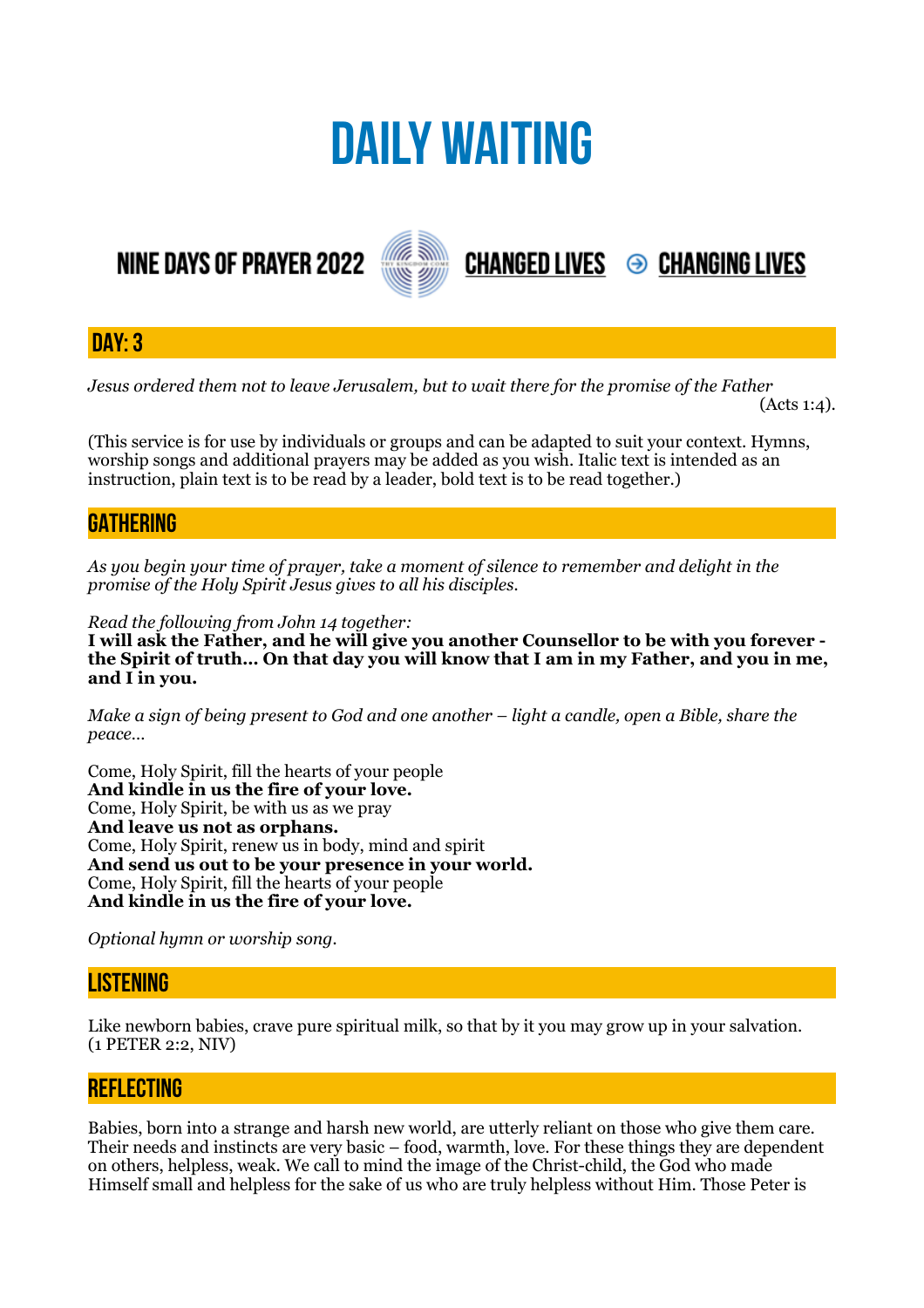# DAILY WAITING

NINE DAYS OF PRAYER 2022 **CHANGED LIVES** ⊝ **CHANGING LIVES**

## DAY: 3

*Jesus ordered them not to leave Jerusalem, but to wait there for the promise of the Father* (Acts 1:4).

(This service is for use by individuals or groups and can be adapted to suit your context. Hymns, worship songs and additional prayers may be added as you wish. Italic text is intended as an instruction, plain text is to be read by a leader, bold text is to be read together.)

## GATHERING

*As you begin your time of prayer, take a moment of silence to remember and delight in the promise of the Holy Spirit Jesus gives to all his disciples.*

*Read the following from John 14 together:*
**I will ask the Father, and he will give you another Counsellor to be with you forever - the Spirit of truth… On that day you will know that I am in my Father, and you in me, and I in you.**

*Make a sign of being present to God and one another – light a candle, open a Bible, share the peace…*

Come, Holy Spirit, fill the hearts of your people
**And kindle in us the fire of your love.**
Come, Holy Spirit, be with us as we pray
**And leave us not as orphans.**
Come, Holy Spirit, renew us in body, mind and spirit
**And send us out to be your presence in your world.**
Come, Holy Spirit, fill the hearts of your people
**And kindle in us the fire of your love.**

*Optional hymn or worship song.*

## LISTENING

Like newborn babies, crave pure spiritual milk, so that by it you may grow up in your salvation. (1 PETER 2:2, NIV)

## REFLECTING

Babies, born into a strange and harsh new world, are utterly reliant on those who give them care. Their needs and instincts are very basic – food, warmth, love. For these things they are dependent on others, helpless, weak. We call to mind the image of the Christ-child, the God who made Himself small and helpless for the sake of us who are truly helpless without Him. Those Peter is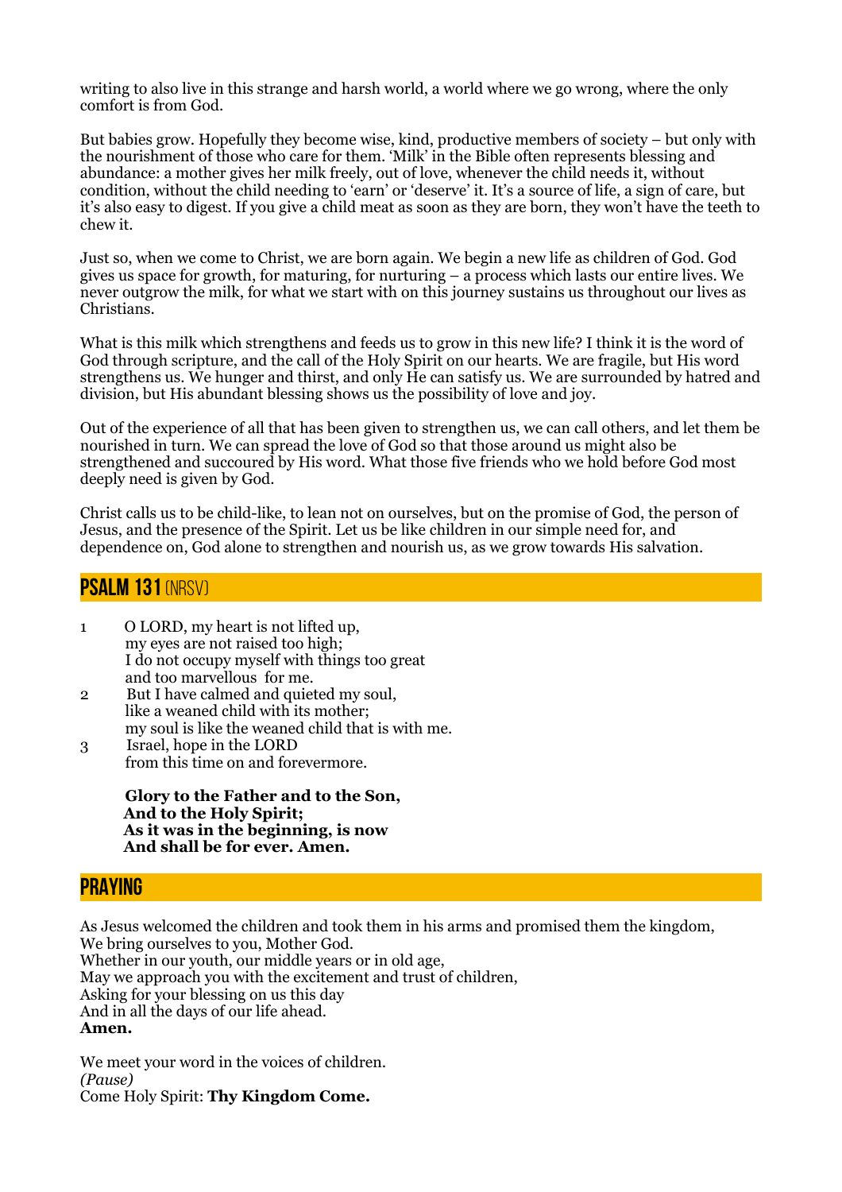writing to also live in this strange and harsh world, a world where we go wrong, where the only comfort is from God.

But babies grow. Hopefully they become wise, kind, productive members of society – but only with the nourishment of those who care for them. 'Milk' in the Bible often represents blessing and abundance: a mother gives her milk freely, out of love, whenever the child needs it, without condition, without the child needing to 'earn' or 'deserve' it. It's a source of life, a sign of care, but it's also easy to digest. If you give a child meat as soon as they are born, they won't have the teeth to chew it.

Just so, when we come to Christ, we are born again. We begin a new life as children of God. God gives us space for growth, for maturing, for nurturing – a process which lasts our entire lives. We never outgrow the milk, for what we start with on this journey sustains us throughout our lives as Christians.

What is this milk which strengthens and feeds us to grow in this new life? I think it is the word of God through scripture, and the call of the Holy Spirit on our hearts. We are fragile, but His word strengthens us. We hunger and thirst, and only He can satisfy us. We are surrounded by hatred and division, but His abundant blessing shows us the possibility of love and joy.

Out of the experience of all that has been given to strengthen us, we can call others, and let them be nourished in turn. We can spread the love of God so that those around us might also be strengthened and succoured by His word. What those five friends who we hold before God most deeply need is given by God.

Christ calls us to be child-like, to lean not on ourselves, but on the promise of God, the person of Jesus, and the presence of the Spirit. Let us be like children in our simple need for, and dependence on, God alone to strengthen and nourish us, as we grow towards His salvation.

## PSALM 131 (NRSV)

1 O LORD, my heart is not lifted up,
my eyes are not raised too high;
I do not occupy myself with things too great
and too marvellous for me.
2 But I have calmed and quieted my soul,
like a weaned child with its mother;
my soul is like the weaned child that is with me.
3 Israel, hope in the LORD
from this time on and forevermore.

**Glory to the Father and to the Son,**
**And to the Holy Spirit;**
**As it was in the beginning, is now**
**And shall be for ever. Amen.**

## PRAYING

As Jesus welcomed the children and took them in his arms and promised them the kingdom,
We bring ourselves to you, Mother God.
Whether in our youth, our middle years or in old age,
May we approach you with the excitement and trust of children,
Asking for your blessing on us this day
And in all the days of our life ahead.
**Amen.**

We meet your word in the voices of children.
*(Pause)*
Come Holy Spirit: **Thy Kingdom Come.**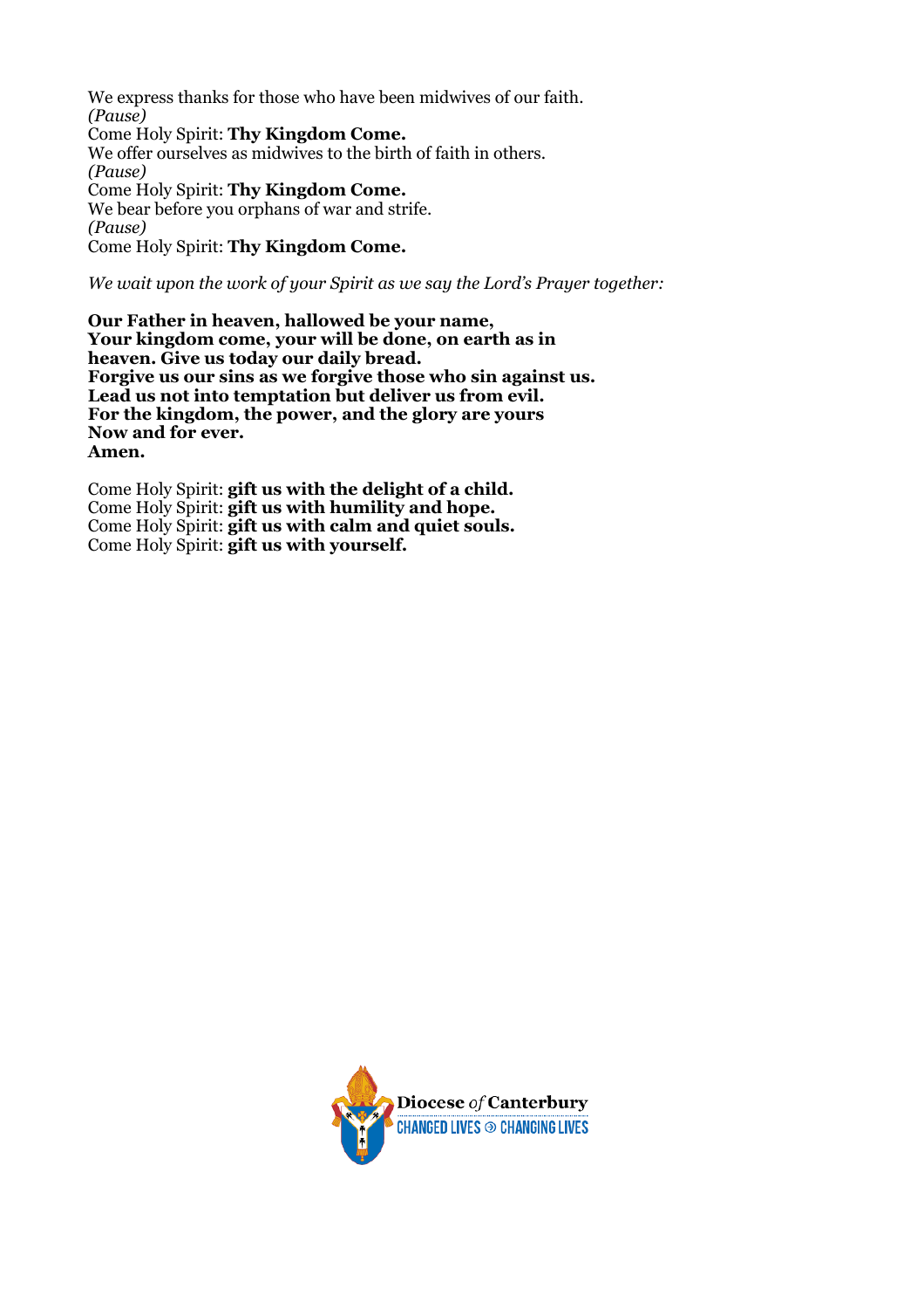We express thanks for those who have been midwives of our faith.
*(Pause)*
Come Holy Spirit: **Thy Kingdom Come.**
We offer ourselves as midwives to the birth of faith in others.
*(Pause)*
Come Holy Spirit: **Thy Kingdom Come.**
We bear before you orphans of war and strife.
*(Pause)*
Come Holy Spirit: **Thy Kingdom Come.**

*We wait upon the work of your Spirit as we say the Lord's Prayer together:*

**Our Father in heaven, hallowed be your name,**
**Your kingdom come, your will be done, on earth as in heaven. Give us today our daily bread.**
**Forgive us our sins as we forgive those who sin against us.**
**Lead us not into temptation but deliver us from evil.**
**For the kingdom, the power, and the glory are yours**
**Now and for ever.**
**Amen.**

Come Holy Spirit: **gift us with the delight of a child.**
Come Holy Spirit: **gift us with humility and hope.**
Come Holy Spirit: **gift us with calm and quiet souls.**
Come Holy Spirit: **gift us with yourself.**

Diocese *of* Canterbury
CHANGED LIVES CHANGING LIVES